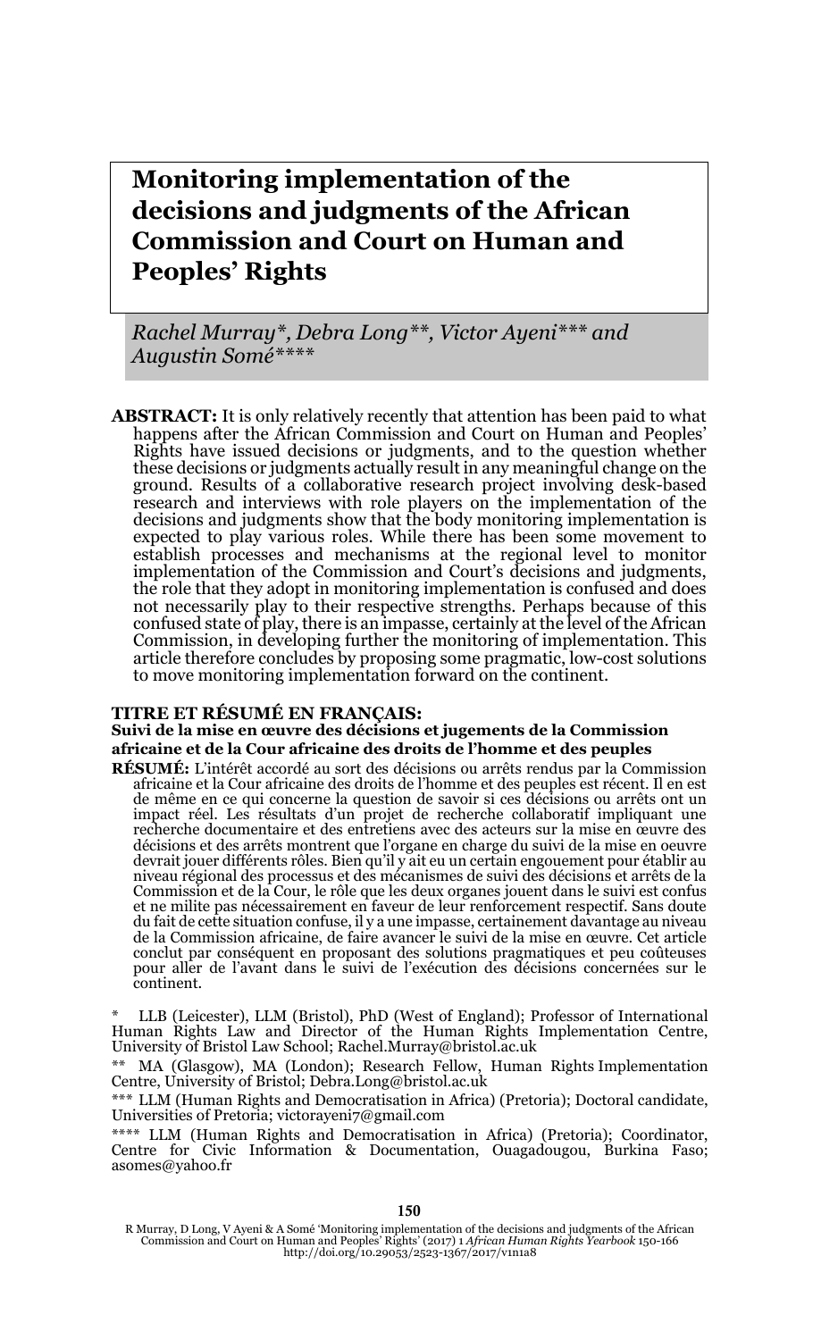# Monitoring implementation of the decisions and judgments of the African Commission and Court on Human and Peoples' Rights

*Rachel Murray\*, Debra Long\*\*, Victor Ayeni\*\*\* and Augustin Somé\*\*\*\**

**ABSTRACT:** It is only relatively recently that attention has been paid to what happens after the African Commission and Court on Human and Peoples' Rights have issued decisions or judgments, and to the question whether these decisions or judgments actually result in any meaningful change on the ground. Results of a collaborative research project involving desk-based research and interviews with role players on the implementation of the decisions and judgments show that the body monitoring implementation is expected to play various roles. While there has been some movement to establish processes and mechanisms at the regional level to monitor implementation of the Commission and Court's decisions and judgments, the role that they adopt in monitoring implementation is confused and does not necessarily play to their respective strengths. Perhaps because of this confused state of play, there is an impasse, certainly at the level of the African Commission, in developing further the monitoring of implementation. This article therefore concludes by proposing some pragmatic, low-cost solutions to move monitoring implementation forward on the continent.

**TITRE ET RÉSUMÉ EN FRANÇAIS:**

**Suivi de la mise en œuvre des décisions et jugements de la Commission africaine et de la Cour africaine des droits de l'homme et des peuples**

**RÉSUMÉ:** L'intérêt accordé au sort des décisions ou arrêts rendus par la Commission africaine et la Cour africaine des droits de l'homme et des peuples est récent. Il en est de même en ce qui concerne la question de savoir si ces décisions ou arrêts ont un impact réel. Les résultats d'un projet de recherche collaboratif impliquant une recherche documentaire et des entretiens avec des acteurs sur la mise en œuvre des décisions et des arrêts montrent que l'organe en charge du suivi de la mise en oeuvre devrait jouer différents rôles. Bien qu'il y ait eu un certain engouement pour établir au niveau régional des processus et des mécanismes de suivi des décisions et arrêts de la Commission et de la Cour, le rôle que les deux organes jouent dans le suivi est confus et ne milite pas nécessairement en faveur de leur renforcement respectif. Sans doute du fait de cette situation confuse, il y a une impasse, certainement davantage au niveau de la Commission africaine, de faire avancer le suivi de la mise en œuvre. Cet article conclut par conséquent en proposant des solutions pragmatiques et peu coûteuses pour aller de l'avant dans le suivi de l'exécution des décisions concernées sur le continent.

\* LLB (Leicester), LLM (Bristol), PhD (West of England); Professor of International Human Rights Law and Director of the Human Rights Implementation Centre, University of Bristol Law School; Rachel.Murray@bristol.ac.uk

\*\* MA (Glasgow), MA (London); Research Fellow, Human Rights Implementation Centre, University of Bristol; Debra.Long@bristol.ac.uk

\*\*\* LLM (Human Rights and Democratisation in Africa) (Pretoria); Doctoral candidate, Universities of Pretoria; victorayeni7@gmail.com

\*\*\*\* LLM (Human Rights and Democratisation in Africa) (Pretoria); Coordinator, Centre for Civic Information & Documentation, Ouagadougou, Burkina Faso; asomes@yahoo.fr

R Murray, D Long, V Ayeni & A Somé 'Monitoring implementation of the decisions and judgments of the African Commission and Court on Human and Peoples' Rights' (2017) 1 *African Human Rights Yearbook* 150-166
http://doi.org/10.29053/2523-1367/2017/v1n1a8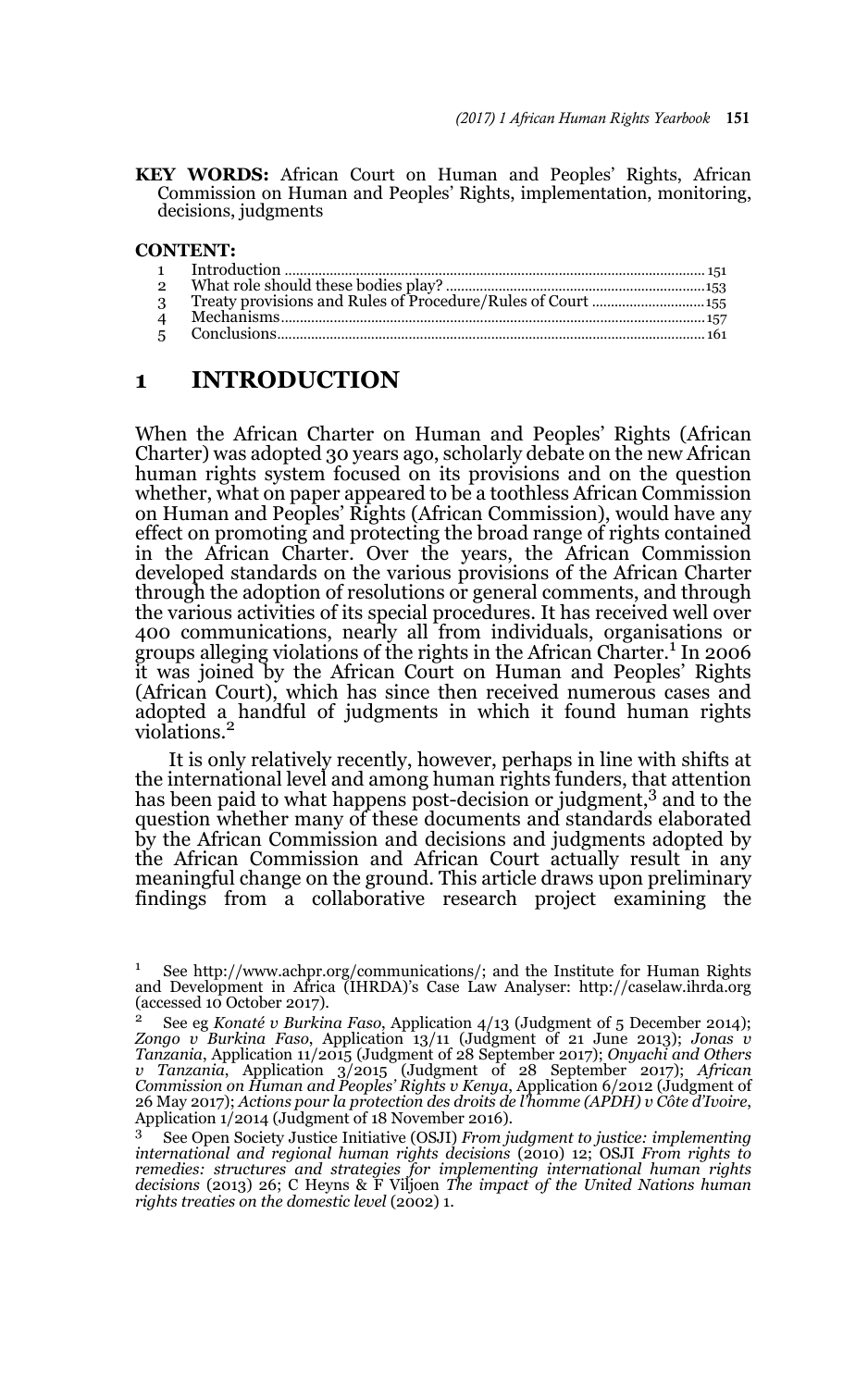**KEY WORDS:** African Court on Human and Peoples' Rights, African Commission on Human and Peoples' Rights, implementation, monitoring, decisions, judgments

**CONTENT:**

1 Introduction ............................................................................................... 151
2 What role should these bodies play? ...................................................................153
3 Treaty provisions and Rules of Procedure/Rules of Court ..............................155
4 Mechanisms...............................................................................................157
5 Conclusions................................................................................................161

# 1 INTRODUCTION

When the African Charter on Human and Peoples' Rights (African Charter) was adopted 30 years ago, scholarly debate on the new African human rights system focused on its provisions and on the question whether, what on paper appeared to be a toothless African Commission on Human and Peoples' Rights (African Commission), would have any effect on promoting and protecting the broad range of rights contained in the African Charter. Over the years, the African Commission developed standards on the various provisions of the African Charter through the adoption of resolutions or general comments, and through the various activities of its special procedures. It has received well over 400 communications, nearly all from individuals, organisations or groups alleging violations of the rights in the African Charter.[1] In 2006 it was joined by the African Court on Human and Peoples' Rights (African Court), which has since then received numerous cases and adopted a handful of judgments in which it found human rights violations.[2]

It is only relatively recently, however, perhaps in line with shifts at the international level and among human rights funders, that attention has been paid to what happens post-decision or judgment,[3] and to the question whether many of these documents and standards elaborated by the African Commission and decisions and judgments adopted by the African Court actually result in any meaningful change on the ground. This article draws upon preliminary findings from a collaborative research project examining the

---

1 See http://www.achpr.org/communications/; and the Institute for Human Rights and Development in Africa (IHRDA)'s Case Law Analyser: http://caselaw.ihrda.org (accessed 10 October 2017).

2 See eg *Konaté v Burkina Faso*, Application 4/13 (Judgment of 5 December 2014); *Zongo v Burkina Faso*, Application 13/11 (Judgment of 21 June 2013); *Jonas v Tanzania*, Application 11/2015 (Judgment of 28 September 2017); *Onyachi and Others v Tanzania*, Application 3/2015 (Judgment of 28 September 2017); *African Commission on Human and Peoples' Rights v Kenya*, Application 6/2012 (Judgment of 26 May 2017); *Actions pour la protection des droits de l'homme (APDH) v Côte d'Ivoire*, Application 1/2014 (Judgment of 18 November 2016).

3 See Open Society Justice Initiative (OSJI) *From judgment to justice: implementing international and regional human rights decisions* (2010) 12; OSJI *From rights to remedies: structures and strategies for implementing international human rights decisions* (2013) 26; C Heyns & F Viljoen *The impact of the United Nations human rights treaties on the domestic level* (2002) 1.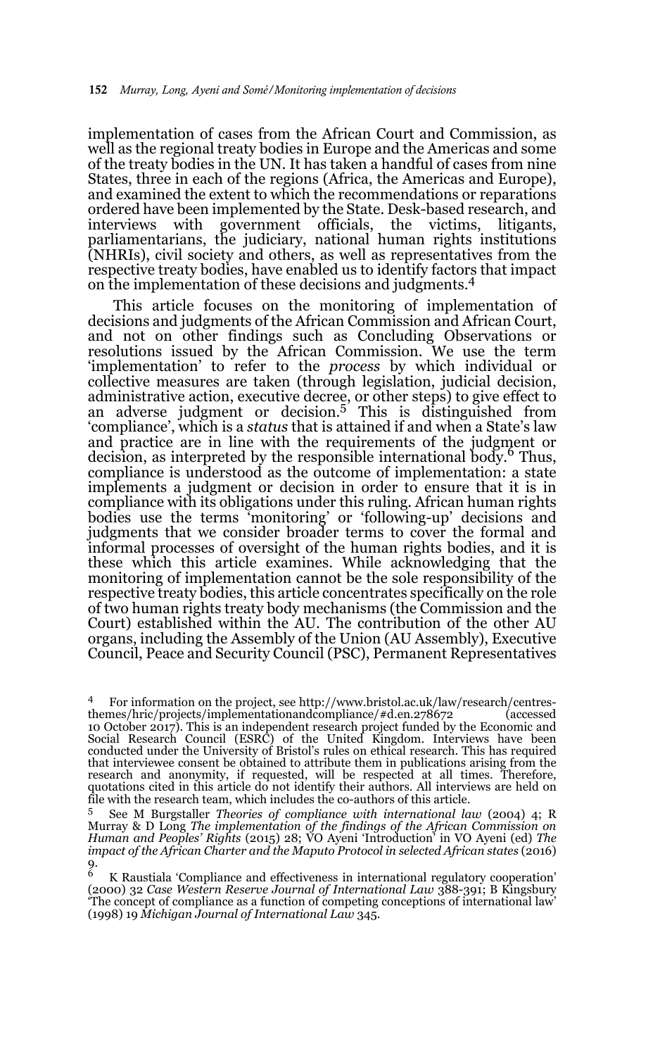implementation of cases from the African Court and Commission, as well as the regional treaty bodies in Europe and the Americas and some of the treaty bodies in the UN. It has taken a handful of cases from nine States, three in each of the regions (Africa, the Americas and Europe), and examined the extent to which the recommendations or reparations ordered have been implemented by the State. Desk-based research, and interviews with government officials, the victims, litigants, parliamentarians, the judiciary, national human rights institutions (NHRIs), civil society and others, as well as representatives from the respective treaty bodies, have enabled us to identify factors that impact on the implementation of these decisions and judgments.[4]

This article focuses on the monitoring of implementation of decisions and judgments of the African Commission and African Court, and not on other findings such as Concluding Observations or resolutions issued by the African Commission. We use the term 'implementation' to refer to the *process* by which individual or collective measures are taken (through legislation, judicial decision, administrative action, executive decree, or other steps) to give effect to an adverse judgment or decision.[5] This is distinguished from 'compliance', which is a *status* that is attained if and when a State's law and practice are in line with the requirements of the judgment or decision, as interpreted by the responsible international body.[6] Thus, compliance is understood as the outcome of implementation: a state implements a judgment or decision in order to ensure that it is in compliance with its obligations under this ruling. African human rights bodies use the terms 'monitoring' or 'following-up' decisions and judgments that we consider broader terms to cover the formal and informal processes of oversight of the human rights bodies, and it is these which this article examines. While acknowledging that the monitoring of implementation cannot be the sole responsibility of the respective treaty bodies, this article concentrates specifically on the role of two human rights treaty body mechanisms (the Commission and the Court) established within the AU. The contribution of the other AU organs, including the Assembly of the Union (AU Assembly), Executive Council, Peace and Security Council (PSC), Permanent Representatives

---

4 For information on the project, see http://www.bristol.ac.uk/law/research/centres-themes/hric/projects/implementationandcompliance/#d.en.278672 (accessed 10 October 2017). This is an independent research project funded by the Economic and Social Research Council (ESRC) of the United Kingdom. Interviews have been conducted under the University of Bristol's rules on ethical research. This has required that interviewee consent be obtained to attribute them in publications arising from the research and anonymity, if requested, will be respected at all times. Therefore, quotations cited in this article do not identify their authors. All interviews are held on file with the research team, which includes the co-authors of this article.

5 See M Burgstaller *Theories of compliance with international law* (2004) 4; R Murray & D Long *The implementation of the findings of the African Commission on Human and Peoples' Rights* (2015) 28; VO Ayeni 'Introduction' in VO Ayeni (ed) *The impact of the African Charter and the Maputo Protocol in selected African states* (2016) 9.

6 K Raustiala 'Compliance and effectiveness in international regulatory cooperation' (2000) 32 *Case Western Reserve Journal of International Law* 388-391; B Kingsbury 'The concept of compliance as a function of competing conceptions of international law' (1998) 19 *Michigan Journal of International Law* 345.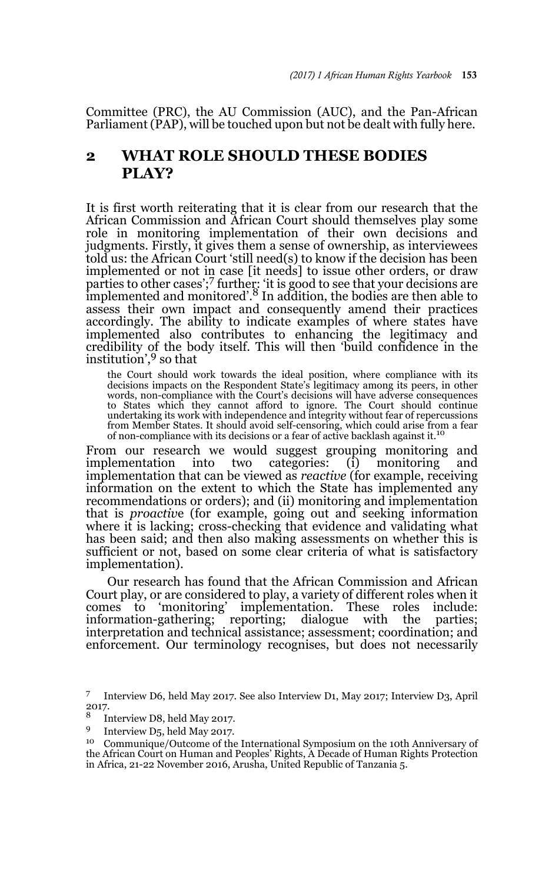Committee (PRC), the AU Commission (AUC), and the Pan-African Parliament (PAP), will be touched upon but not be dealt with fully here.

## 2 WHAT ROLE SHOULD THESE BODIES PLAY?

It is first worth reiterating that it is clear from our research that the African Commission and African Court should themselves play some role in monitoring implementation of their own decisions and judgments. Firstly, it gives them a sense of ownership, as interviewees told us: the African Court 'still need(s) to know if the decision has been implemented or not in case [it needs] to issue other orders, or draw parties to other cases';[7] further: 'it is good to see that your decisions are implemented and monitored'.[8] In addition, the bodies are then able to assess their own impact and consequently amend their practices accordingly. The ability to indicate examples of where states have implemented also contributes to enhancing the legitimacy and credibility of the body itself. This will then 'build confidence in the institution',[9] so that

> the Court should work towards the ideal position, where compliance with its decisions impacts on the Respondent State's legitimacy among its peers, in other words, non-compliance with the Court's decisions will have adverse consequences to States which they cannot afford to ignore. The Court should continue undertaking its work with independence and integrity without fear of repercussions from Member States. It should avoid self-censoring, which could arise from a fear of non-compliance with its decisions or a fear of active backlash against it.[10]

From our research we would suggest grouping monitoring and implementation into two categories: (i) monitoring and implementation that can be viewed as *reactive* (for example, receiving information on the extent to which the State has implemented any recommendations or orders); and (ii) monitoring and implementation that is *proactive* (for example, going out and seeking information where it is lacking; cross-checking that evidence and validating what has been said; and then also making assessments on whether this is sufficient or not, based on some clear criteria of what is satisfactory implementation).

Our research has found that the African Commission and African Court play, or are considered to play, a variety of different roles when it comes to 'monitoring' implementation. These roles include: information-gathering; reporting; dialogue with the parties; interpretation and technical assistance; assessment; coordination; and enforcement. Our terminology recognises, but does not necessarily

---

[7] Interview D6, held May 2017. See also Interview D1, May 2017; Interview D3, April 2017.

[8] Interview D8, held May 2017.

[9] Interview D5, held May 2017.

[10] Communique/Outcome of the International Symposium on the 10th Anniversary of the African Court on Human and Peoples' Rights, A Decade of Human Rights Protection in Africa, 21-22 November 2016, Arusha, United Republic of Tanzania 5.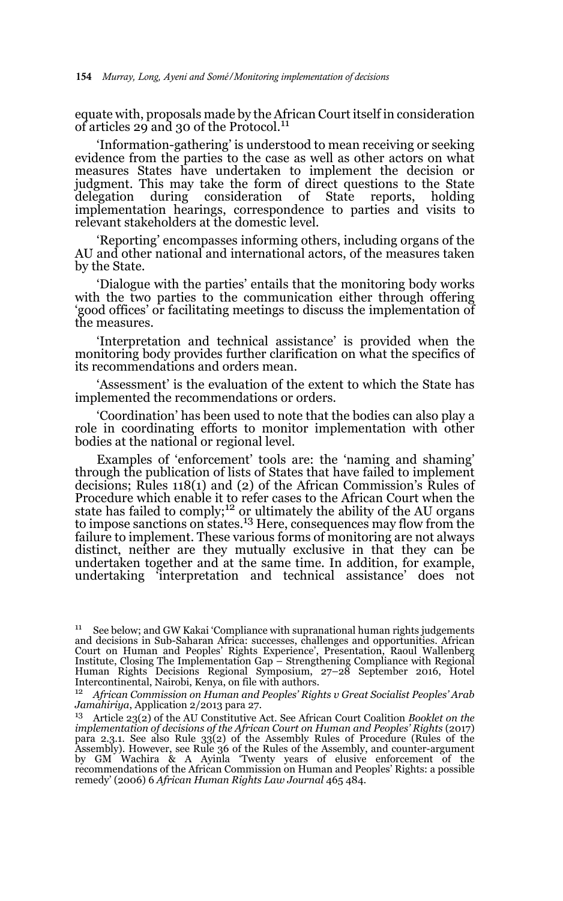equate with, proposals made by the African Court itself in consideration of articles 29 and 30 of the Protocol.[11]

'Information-gathering' is understood to mean receiving or seeking evidence from the parties to the case as well as other actors on what measures States have undertaken to implement the decision or judgment. This may take the form of direct questions to the State delegation during consideration of State reports, holding implementation hearings, correspondence to parties and visits to relevant stakeholders at the domestic level.

'Reporting' encompasses informing others, including organs of the AU and other national and international actors, of the measures taken by the State.

'Dialogue with the parties' entails that the monitoring body works with the two parties to the communication either through offering 'good offices' or facilitating meetings to discuss the implementation of the measures.

'Interpretation and technical assistance' is provided when the monitoring body provides further clarification on what the specifics of its recommendations and orders mean.

'Assessment' is the evaluation of the extent to which the State has implemented the recommendations or orders.

'Coordination' has been used to note that the bodies can also play a role in coordinating efforts to monitor implementation with other bodies at the national or regional level.

Examples of 'enforcement' tools are: the 'naming and shaming' through the publication of lists of States that have failed to implement decisions; Rules 118(1) and (2) of the African Commission's Rules of Procedure which enable it to refer cases to the African Court when the state has failed to comply;[12] or ultimately the ability of the AU organs to impose sanctions on states.[13] Here, consequences may flow from the failure to implement. These various forms of monitoring are not always distinct, neither are they mutually exclusive in that they can be undertaken together and at the same time. In addition, for example, undertaking 'interpretation and technical assistance' does not

---

[11] See below; and GW Kakai 'Compliance with supranational human rights judgements and decisions in Sub-Saharan Africa: successes, challenges and opportunities. African Court on Human and Peoples' Rights Experience', Presentation, Raoul Wallenberg Institute, Closing The Implementation Gap – Strengthening Compliance with Regional Human Rights Decisions Regional Symposium, 27–28 September 2016, Hotel Intercontinental, Nairobi, Kenya, on file with authors.

[12] *African Commission on Human and Peoples' Rights v Great Socialist Peoples' Arab Jamahiriya*, Application 2/2013 para 27.

[13] Article 23(2) of the AU Constitutive Act. See African Court Coalition *Booklet on the implementation of decisions of the African Court on Human and Peoples' Rights* (2017) para 2.3.1. See also Rule 33(2) of the Assembly Rules of Procedure (Rules of the Assembly). However, see Rule 36 of the Rules of the Assembly, and counter-argument by GM Wachira & A Ayinla 'Twenty years of elusive enforcement of the recommendations of the African Commission on Human and Peoples' Rights: a possible remedy' (2006) 6 *African Human Rights Law Journal* 465 484.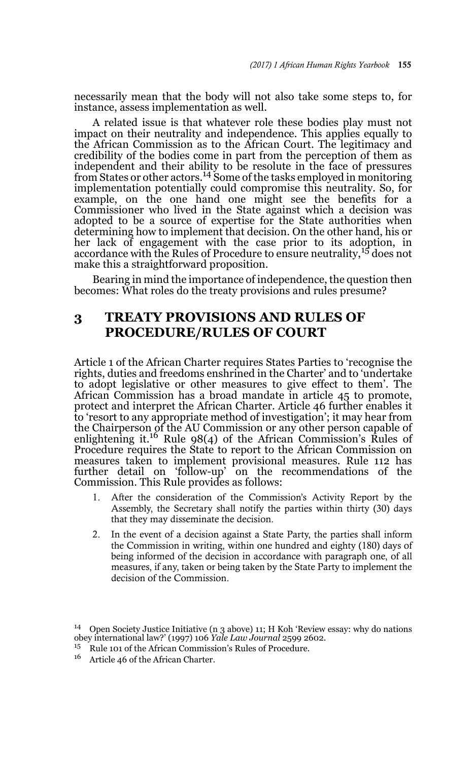necessarily mean that the body will not also take some steps to, for instance, assess implementation as well.

A related issue is that whatever role these bodies play must not impact on their neutrality and independence. This applies equally to the African Commission as to the African Court. The legitimacy and credibility of the bodies come in part from the perception of them as independent and their ability to be resolute in the face of pressures from States or other actors.[14] Some of the tasks employed in monitoring implementation potentially could compromise this neutrality. So, for example, on the one hand one might see the benefits for a Commissioner who lived in the State against which a decision was adopted to be a source of expertise for the State authorities when determining how to implement that decision. On the other hand, his or her lack of engagement with the case prior to its adoption, in accordance with the Rules of Procedure to ensure neutrality,[15] does not make this a straightforward proposition.

Bearing in mind the importance of independence, the question then becomes: What roles do the treaty provisions and rules presume?

## 3 TREATY PROVISIONS AND RULES OF PROCEDURE/RULES OF COURT

Article 1 of the African Charter requires States Parties to 'recognise the rights, duties and freedoms enshrined in the Charter' and to 'undertake to adopt legislative or other measures to give effect to them'. The African Commission has a broad mandate in article 45 to promote, protect and interpret the African Charter. Article 46 further enables it to 'resort to any appropriate method of investigation'; it may hear from the Chairperson of the AU Commission or any other person capable of enlightening it.[16] Rule 98(4) of the African Commission's Rules of Procedure requires the State to report to the African Commission on measures taken to implement provisional measures. Rule 112 has further detail on 'follow-up' on the recommendations of the Commission. This Rule provides as follows:

> 1. After the consideration of the Commission's Activity Report by the Assembly, the Secretary shall notify the parties within thirty (30) days that they may disseminate the decision.
> 2. In the event of a decision against a State Party, the parties shall inform the Commission in writing, within one hundred and eighty (180) days of being informed of the decision in accordance with paragraph one, of all measures, if any, taken or being taken by the State Party to implement the decision of the Commission.

---

[14] Open Society Justice Initiative (n 3 above) 11; H Koh 'Review essay: why do nations obey international law?' (1997) 106 *Yale Law Journal* 2599 2602.

[15] Rule 101 of the African Commission's Rules of Procedure.

[16] Article 46 of the African Charter.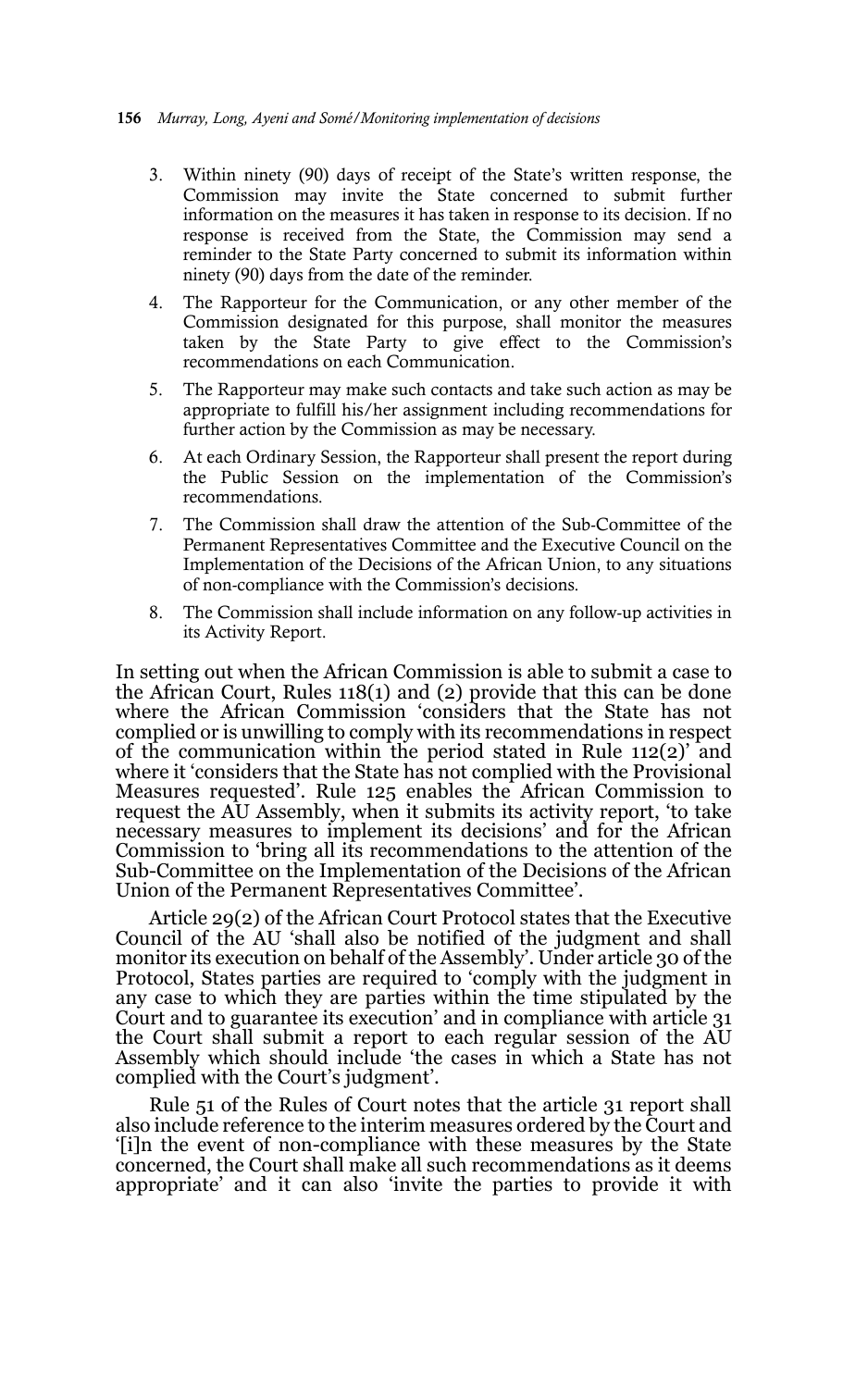3. Within ninety (90) days of receipt of the State's written response, the Commission may invite the State concerned to submit further information on the measures it has taken in response to its decision. If no response is received from the State, the Commission may send a reminder to the State Party concerned to submit its information within ninety (90) days from the date of the reminder.
4. The Rapporteur for the Communication, or any other member of the Commission designated for this purpose, shall monitor the measures taken by the State Party to give effect to the Commission's recommendations on each Communication.
5. The Rapporteur may make such contacts and take such action as may be appropriate to fulfill his/her assignment including recommendations for further action by the Commission as may be necessary.
6. At each Ordinary Session, the Rapporteur shall present the report during the Public Session on the implementation of the Commission's recommendations.
7. The Commission shall draw the attention of the Sub-Committee of the Permanent Representatives Committee and the Executive Council on the Implementation of the Decisions of the African Union, to any situations of non-compliance with the Commission's decisions.
8. The Commission shall include information on any follow-up activities in its Activity Report.

In setting out when the African Commission is able to submit a case to the African Court, Rules 118(1) and (2) provide that this can be done where the African Commission 'considers that the State has not complied or is unwilling to comply with its recommendations in respect of the communication within the period stated in Rule 112(2)' and where it 'considers that the State has not complied with the Provisional Measures requested'. Rule 125 enables the African Commission to request the AU Assembly, when it submits its activity report, 'to take necessary measures to implement its decisions' and for the African Commission to 'bring all its recommendations to the attention of the Sub-Committee on the Implementation of the Decisions of the African Union of the Permanent Representatives Committee'.

Article 29(2) of the African Court Protocol states that the Executive Council of the AU 'shall also be notified of the judgment and shall monitor its execution on behalf of the Assembly'. Under article 30 of the Protocol, States parties are required to 'comply with the judgment in any case to which they are parties within the time stipulated by the Court and to guarantee its execution' and in compliance with article 31 the Court shall submit a report to each regular session of the AU Assembly which should include 'the cases in which a State has not complied with the Court's judgment'.

Rule 51 of the Rules of Court notes that the article 31 report shall also include reference to the interim measures ordered by the Court and '[i]n the event of non-compliance with these measures by the State concerned, the Court shall make all such recommendations as it deems appropriate' and it can also 'invite the parties to provide it with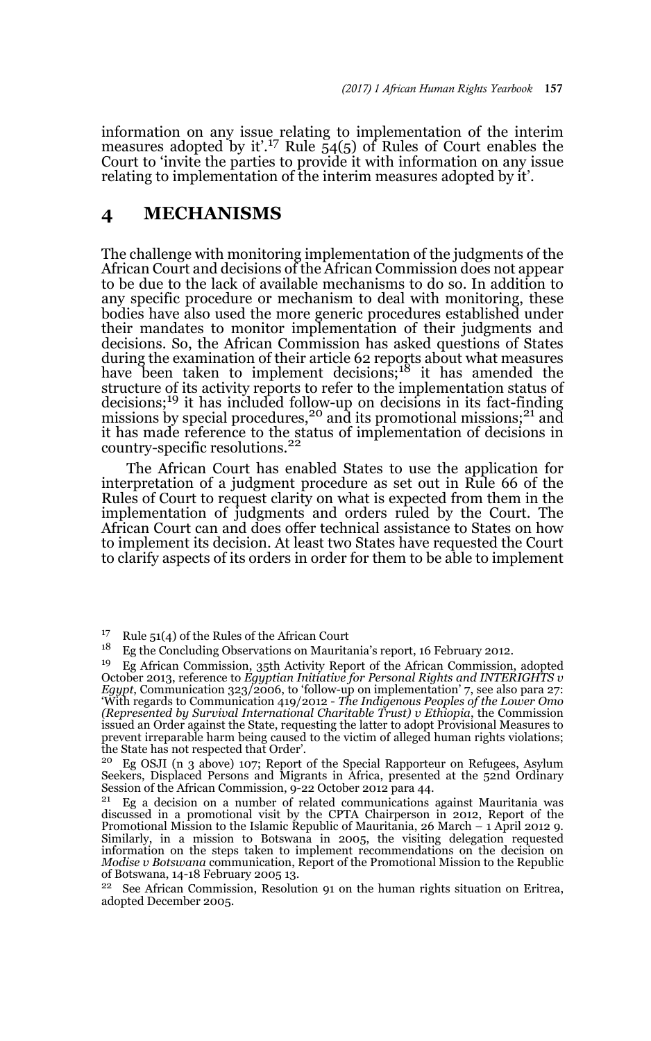information on any issue relating to implementation of the interim measures adopted by it'.[17] Rule 54(5) of Rules of Court enables the Court to 'invite the parties to provide it with information on any issue relating to implementation of the interim measures adopted by it'.

## 4 MECHANISMS

The challenge with monitoring implementation of the judgments of the African Court and decisions of the African Commission does not appear to be due to the lack of available mechanisms to do so. In addition to any specific procedure or mechanism to deal with monitoring, these bodies have also used the more generic procedures established under their mandates to monitor implementation of their judgments and decisions. So, the African Commission has asked questions of States during the examination of their article 62 reports about what measures have been taken to implement decisions;[18] it has amended the structure of its activity reports to refer to the implementation status of decisions;[19] it has included follow-up on decisions in its fact-finding missions by special procedures,[20] and its promotional missions;[21] and it has made reference to the status of implementation of decisions in country-specific resolutions.[22]

The African Court has enabled States to use the application for interpretation of a judgment procedure as set out in Rule 66 of the Rules of Court to request clarity on what is expected from them in the implementation of judgments and orders ruled by the Court. The African Court can and does offer technical assistance to States on how to implement its decision. At least two States have requested the Court to clarify aspects of its orders in order for them to be able to implement

---

[17] Rule 51(4) of the Rules of the African Court

[18] Eg the Concluding Observations on Mauritania's report, 16 February 2012.

[19] Eg African Commission, 35th Activity Report of the African Commission, adopted October 2013, reference to *Egyptian Initiative for Personal Rights and INTERIGHTS v Egypt*, Communication 323/2006, to 'follow-up on implementation' 7, see also para 27: 'With regards to Communication 419/2012 - *The Indigenous Peoples of the Lower Omo (Represented by Survival International Charitable Trust) v Ethiopia*, the Commission issued an Order against the State, requesting the latter to adopt Provisional Measures to prevent irreparable harm being caused to the victim of alleged human rights violations; the State has not respected that Order'.

[20] Eg OSJI (n 3 above) 107; Report of the Special Rapporteur on Refugees, Asylum Seekers, Displaced Persons and Migrants in Africa, presented at the 52nd Ordinary Session of the African Commission, 9-22 October 2012 para 44.

[21] Eg a decision on a number of related communications against Mauritania was discussed in a promotional visit by the CPTA Chairperson in 2012, Report of the Promotional Mission to the Islamic Republic of Mauritania, 26 March – 1 April 2012 9. Similarly, in a mission to Botswana in 2005, the visiting delegation requested information on the steps taken to implement recommendations on the decision on *Modise v Botswana* communication, Report of the Promotional Mission to the Republic of Botswana, 14-18 February 2005 13.

[22] See African Commission, Resolution 91 on the human rights situation on Eritrea, adopted December 2005.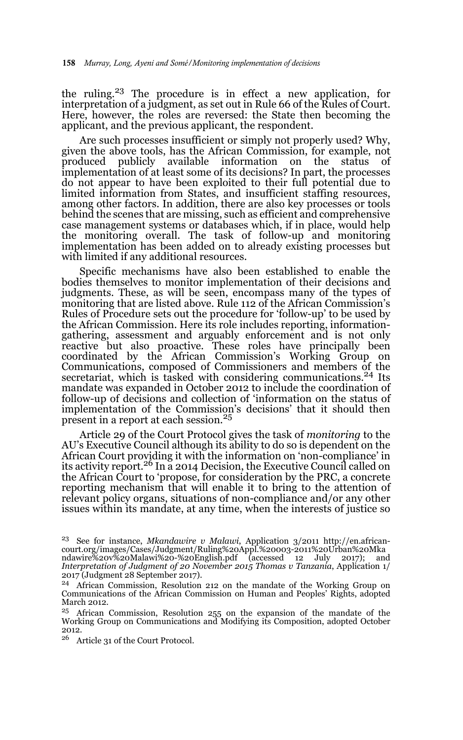the ruling.[23] The procedure is in effect a new application, for interpretation of a judgment, as set out in Rule 66 of the Rules of Court. Here, however, the roles are reversed: the State then becoming the applicant, and the previous applicant, the respondent.

Are such processes insufficient or simply not properly used? Why, given the above tools, has the African Commission, for example, not produced publicly available information on the status of implementation of at least some of its decisions? In part, the processes do not appear to have been exploited to their full potential due to limited information from States, and insufficient staffing resources, among other factors. In addition, there are also key processes or tools behind the scenes that are missing, such as efficient and comprehensive case management systems or databases which, if in place, would help the monitoring overall. The task of follow-up and monitoring implementation has been added on to already existing processes but with limited if any additional resources.

Specific mechanisms have also been established to enable the bodies themselves to monitor implementation of their decisions and judgments. These, as will be seen, encompass many of the types of monitoring that are listed above. Rule 112 of the African Commission's Rules of Procedure sets out the procedure for 'follow-up' to be used by the African Commission. Here its role includes reporting, information-gathering, assessment and arguably enforcement and is not only reactive but also proactive. These roles have principally been coordinated by the African Commission's Working Group on Communications, composed of Commissioners and members of the secretariat, which is tasked with considering communications.[24] Its mandate was expanded in October 2012 to include the coordination of follow-up of decisions and collection of 'information on the status of implementation of the Commission's decisions' that it should then present in a report at each session.[25]

Article 29 of the Court Protocol gives the task of *monitoring* to the AU's Executive Council although its ability to do so is dependent on the African Court providing it with the information on 'non-compliance' in its activity report.[26] In a 2014 Decision, the Executive Council called on the African Court to 'propose, for consideration by the PRC, a concrete reporting mechanism that will enable it to bring to the attention of relevant policy organs, situations of non-compliance and/or any other issues within its mandate, at any time, when the interests of justice so

---

[23] See for instance, *Mkandawire v Malawi*, Application 3/2011 http://en.african-court.org/images/Cases/Judgment/Ruling%20Appl.%20003-2011%20Urban%20Mkandawire%20v%20Malawi%20-%20English.pdf (accessed 12 July 2017); and *Interpretation of Judgment of 20 November 2015 Thomas v Tanzania*, Application 1/2017 (Judgment 28 September 2017).

[24] African Commission, Resolution 212 on the mandate of the Working Group on Communications of the African Commission on Human and Peoples' Rights, adopted March 2012.

[25] African Commission, Resolution 255 on the expansion of the mandate of the Working Group on Communications and Modifying its Composition, adopted October 2012.

[26] Article 31 of the Court Protocol.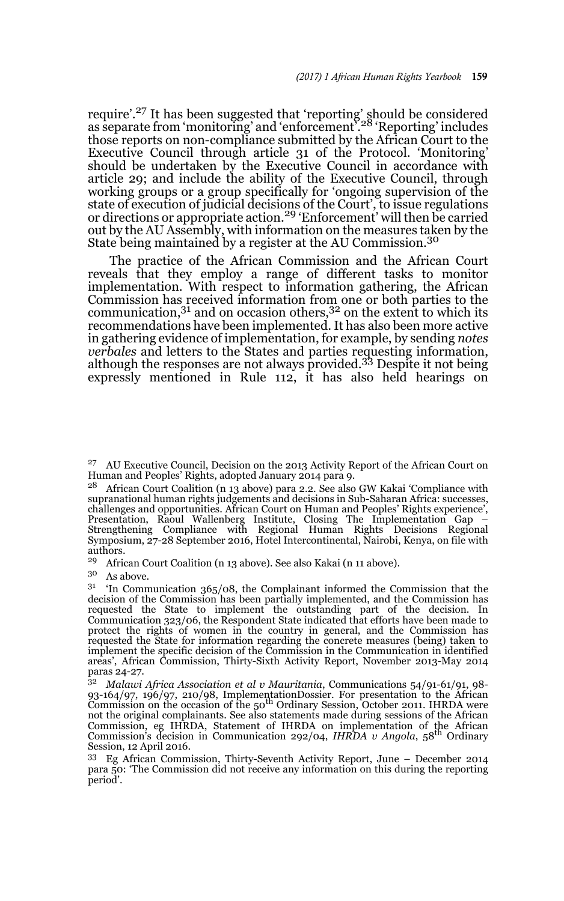require'.[27] It has been suggested that 'reporting' should be considered as separate from 'monitoring' and 'enforcement'.[28] 'Reporting' includes those reports on non-compliance submitted by the African Court to the Executive Council through article 31 of the Protocol. 'Monitoring' should be undertaken by the Executive Council in accordance with article 29; and include the ability of the Executive Council, through working groups or a group specifically for 'ongoing supervision of the state of execution of judicial decisions of the Court', to issue regulations or directions or appropriate action.[29] 'Enforcement' will then be carried out by the AU Assembly, with information on the measures taken by the State being maintained by a register at the AU Commission.[30]

The practice of the African Commission and the African Court reveals that they employ a range of different tasks to monitor implementation. With respect to information gathering, the African Commission has received information from one or both parties to the communication,[31] and on occasion others,[32] on the extent to which its recommendations have been implemented. It has also been more active in gathering evidence of implementation, for example, by sending *notes verbales* and letters to the States and parties requesting information, although the responses are not always provided.[33] Despite it not being expressly mentioned in Rule 112, it has also held hearings on

---

[27] AU Executive Council, Decision on the 2013 Activity Report of the African Court on Human and Peoples' Rights, adopted January 2014 para 9.

[28] African Court Coalition (n 13 above) para 2.2. See also GW Kakai 'Compliance with supranational human rights judgements and decisions in Sub-Saharan Africa: successes, challenges and opportunities. African Court on Human and Peoples' Rights experience', Presentation, Raoul Wallenberg Institute, Closing The Implementation Gap – Strengthening Compliance with Regional Human Rights Decisions Regional Symposium, 27-28 September 2016, Hotel Intercontinental, Nairobi, Kenya, on file with authors.

[29] African Court Coalition (n 13 above). See also Kakai (n 11 above).

[30] As above.

[31] 'In Communication 365/08, the Complainant informed the Commission that the decision of the Commission has been partially implemented, and the Commission has requested the State to implement the outstanding part of the decision. In Communication 323/06, the Respondent State indicated that efforts have been made to protect the rights of women in the country in general, and the Commission has requested the State for information regarding the concrete measures (being) taken to implement the specific decision of the Commission in the Communication in identified areas', African Commission, Thirty-Sixth Activity Report, November 2013-May 2014 paras 24-27.

[32] *Malawi Africa Association et al v Mauritania*, Communications 54/91-61/91, 98-93-164/97, 196/97, 210/98, ImplementationDossier. For presentation to the African Commission on the occasion of the 50th Ordinary Session, October 2011. IHRDA were not the original complainants. See also statements made during sessions of the African Commission, eg IHRDA, Statement of IHRDA on implementation of the African Commission's decision in Communication 292/04, *IHRDA v Angola*, 58th Ordinary Session, 12 April 2016.

[33] Eg African Commission, Thirty-Seventh Activity Report, June – December 2014 para 50: 'The Commission did not receive any information on this during the reporting period'.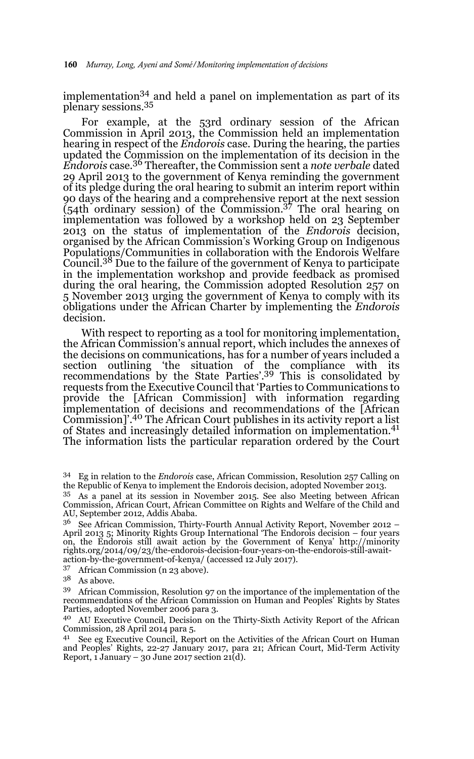implementation[34] and held a panel on implementation as part of its plenary sessions.[35]

For example, at the 53rd ordinary session of the African Commission in April 2013, the Commission held an implementation hearing in respect of the *Endorois* case. During the hearing, the parties updated the Commission on the implementation of its decision in the *Endorois* case.[36] Thereafter, the Commission sent a *note verbale* dated 29 April 2013 to the government of Kenya reminding the government of its pledge during the oral hearing to submit an interim report within 90 days of the hearing and a comprehensive report at the next session (54th ordinary session) of the Commission.[37] The oral hearing on implementation was followed by a workshop held on 23 September 2013 on the status of implementation of the *Endorois* decision, organised by the African Commission's Working Group on Indigenous Populations/Communities in collaboration with the Endorois Welfare Council.[38] Due to the failure of the government of Kenya to participate in the implementation workshop and provide feedback as promised during the oral hearing, the Commission adopted Resolution 257 on 5 November 2013 urging the government of Kenya to comply with its obligations under the African Charter by implementing the *Endorois* decision.

With respect to reporting as a tool for monitoring implementation, the African Commission's annual report, which includes the annexes of the decisions on communications, has for a number of years included a section outlining 'the situation of the compliance with its recommendations by the State Parties'.[39] This is consolidated by requests from the Executive Council that 'Parties to Communications to provide the [African Commission] with information regarding implementation of decisions and recommendations of the [African Commission]'.[40] The African Court publishes in its activity report a list of States and increasingly detailed information on implementation.[41] The information lists the particular reparation ordered by the Court

---

[34] Eg in relation to the *Endorois* case, African Commission, Resolution 257 Calling on the Republic of Kenya to implement the Endorois decision, adopted November 2013.

[35] As a panel at its session in November 2015. See also Meeting between African Commission, African Court, African Committee on Rights and Welfare of the Child and AU, September 2012, Addis Ababa.

[36] See African Commission, Thirty-Fourth Annual Activity Report, November 2012 – April 2013 5; Minority Rights Group International 'The Endorois decision – four years on, the Endorois still await action by the Government of Kenya' http://minorityrights.org/2014/09/23/the-endorois-decision-four-years-on-the-endorois-still-await-action-by-the-government-of-kenya/ (accessed 12 July 2017).

[37] African Commission (n 23 above).

[38] As above.

[39] African Commission, Resolution 97 on the importance of the implementation of the recommendations of the African Commission on Human and Peoples' Rights by States Parties, adopted November 2006 para 3.

[40] AU Executive Council, Decision on the Thirty-Sixth Activity Report of the African Commission, 28 April 2014 para 5.

[41] See eg Executive Council, Report on the Activities of the African Court on Human and Peoples' Rights, 22-27 January 2017, para 21; African Court, Mid-Term Activity Report, 1 January – 30 June 2017 section 21(d).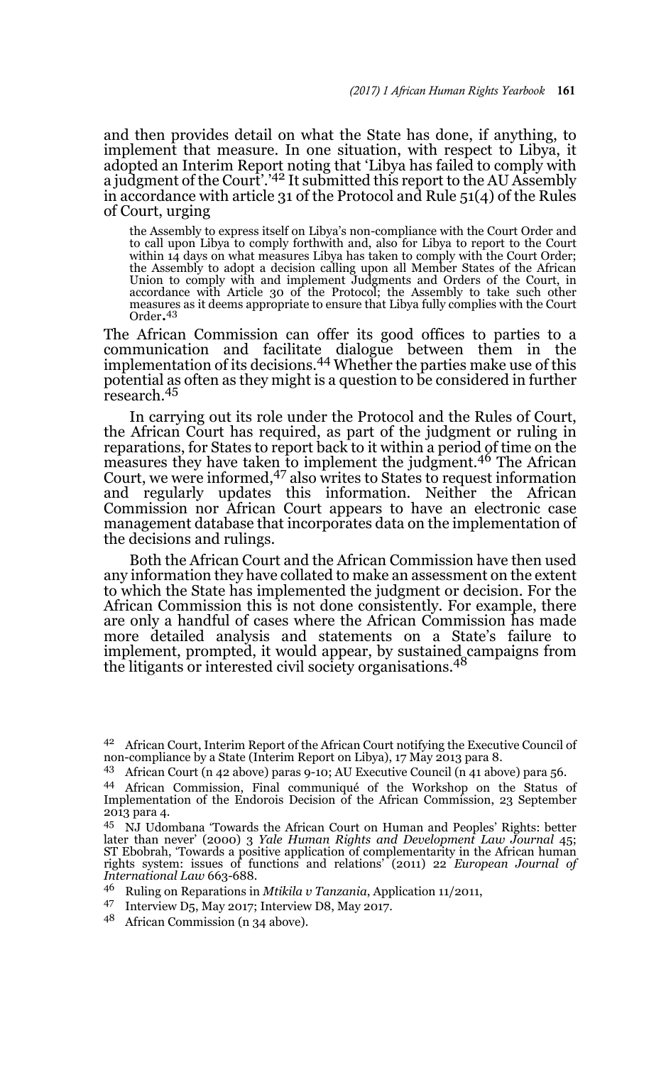and then provides detail on what the State has done, if anything, to implement that measure. In one situation, with respect to Libya, it adopted an Interim Report noting that 'Libya has failed to comply with a judgment of the Court'.'[42] It submitted this report to the AU Assembly in accordance with article 31 of the Protocol and Rule 51(4) of the Rules of Court, urging

> the Assembly to express itself on Libya's non-compliance with the Court Order and to call upon Libya to comply forthwith and, also for Libya to report to the Court within 14 days on what measures Libya has taken to comply with the Court Order; the Assembly to adopt a decision calling upon all Member States of the African Union to comply with and implement Judgments and Orders of the Court, in accordance with Article 30 of the Protocol; the Assembly to take such other measures as it deems appropriate to ensure that Libya fully complies with the Court Order.[43]

The African Commission can offer its good offices to parties to a communication and facilitate dialogue between them in the implementation of its decisions.[44] Whether the parties make use of this potential as often as they might is a question to be considered in further research.[45]

In carrying out its role under the Protocol and the Rules of Court, the African Court has required, as part of the judgment or ruling in reparations, for States to report back to it within a period of time on the measures they have taken to implement the judgment.[46] The African Court, we were informed,[47] also writes to States to request information and regularly updates this information. Neither the African Commission nor African Court appears to have an electronic case management database that incorporates data on the implementation of the decisions and rulings.

Both the African Court and the African Commission have then used any information they have collated to make an assessment on the extent to which the State has implemented the judgment or decision. For the African Commission this is not done consistently. For example, there are only a handful of cases where the African Commission has made more detailed analysis and statements on a State's failure to implement, prompted, it would appear, by sustained campaigns from the litigants or interested civil society organisations.[48]

---

[42] African Court, Interim Report of the African Court notifying the Executive Council of non-compliance by a State (Interim Report on Libya), 17 May 2013 para 8.

[43] African Court (n 42 above) paras 9-10; AU Executive Council (n 41 above) para 56.

[44] African Commission, Final communiqué of the Workshop on the Status of Implementation of the Endorois Decision of the African Commission, 23 September 2013 para 4.

[45] NJ Udombana 'Towards the African Court on Human and Peoples' Rights: better later than never' (2000) 3 *Yale Human Rights and Development Law Journal* 45; ST Ebobrah, 'Towards a positive application of complementarity in the African human rights system: issues of functions and relations' (2011) 22 *European Journal of International Law* 663-688.

[46] Ruling on Reparations in *Mtikila v Tanzania*, Application 11/2011,

[47] Interview D5, May 2017; Interview D8, May 2017.

[48] African Commission (n 34 above).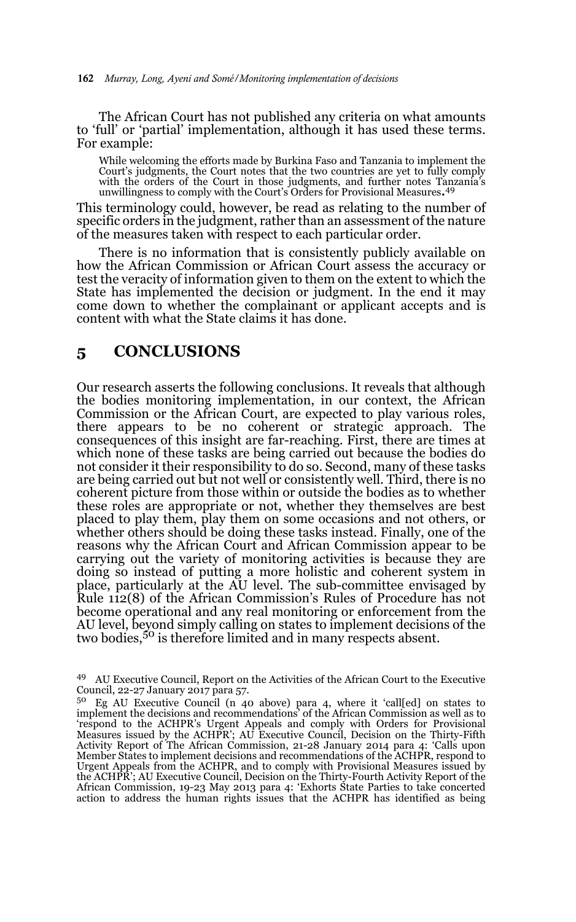The African Court has not published any criteria on what amounts to 'full' or 'partial' implementation, although it has used these terms. For example:

> While welcoming the efforts made by Burkina Faso and Tanzania to implement the Court's judgments, the Court notes that the two countries are yet to fully comply with the orders of the Court in those judgments, and further notes Tanzania's unwillingness to comply with the Court's Orders for Provisional Measures.[49]

This terminology could, however, be read as relating to the number of specific orders in the judgment, rather than an assessment of the nature of the measures taken with respect to each particular order.

There is no information that is consistently publicly available on how the African Commission or African Court assess the accuracy or test the veracity of information given to them on the extent to which the State has implemented the decision or judgment. In the end it may come down to whether the complainant or applicant accepts and is content with what the State claims it has done.

## 5 CONCLUSIONS

Our research asserts the following conclusions. It reveals that although the bodies monitoring implementation, in our context, the African Commission or the African Court, are expected to play various roles, there appears to be no coherent or strategic approach. The consequences of this insight are far-reaching. First, there are times at which none of these tasks are being carried out because the bodies do not consider it their responsibility to do so. Second, many of these tasks are being carried out but not well or consistently well. Third, there is no coherent picture from those within or outside the bodies as to whether these roles are appropriate or not, whether they themselves are best placed to play them, play them on some occasions and not others, or whether others should be doing these tasks instead. Finally, one of the reasons why the African Court and African Commission appear to be carrying out the variety of monitoring activities is because they are doing so instead of putting a more holistic and coherent system in place, particularly at the AU level. The sub-committee envisaged by Rule 112(8) of the African Commission's Rules of Procedure has not become operational and any real monitoring or enforcement from the AU level, beyond simply calling on states to implement decisions of the two bodies,[50] is therefore limited and in many respects absent.

---

[49] AU Executive Council, Report on the Activities of the African Court to the Executive Council, 22-27 January 2017 para 57.

[50] Eg AU Executive Council (n 40 above) para 4, where it 'call[ed] on states to implement the decisions and recommendations' of the African Commission as well as to 'respond to the ACHPR's Urgent Appeals and comply with Orders for Provisional Measures issued by the ACHPR'; AU Executive Council, Decision on the Thirty-Fifth Activity Report of The African Commission, 21-28 January 2014 para 4: 'Calls upon Member States to implement decisions and recommendations of the ACHPR, respond to Urgent Appeals from the ACHPR, and to comply with Provisional Measures issued by the ACHPR'; AU Executive Council, Decision on the Thirty-Fourth Activity Report of the African Commission, 19-23 May 2013 para 4: 'Exhorts State Parties to take concerted action to address the human rights issues that the ACHPR has identified as being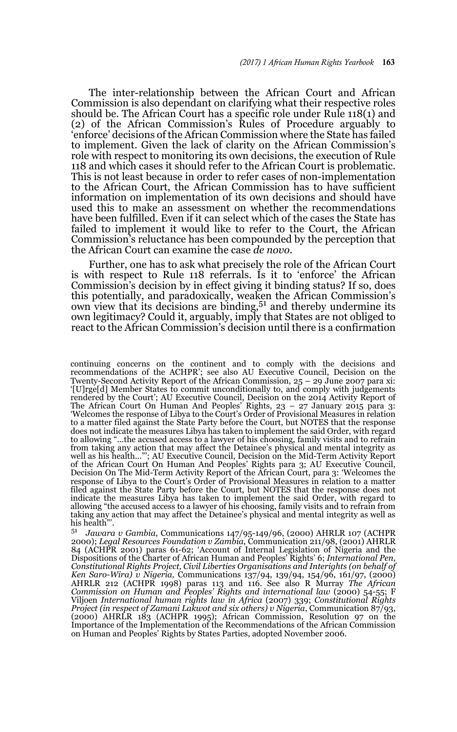The inter-relationship between the African Court and African Commission is also dependant on clarifying what their respective roles should be. The African Court has a specific role under Rule 118(1) and (2) of the African Commission's Rules of Procedure arguably to 'enforce' decisions of the African Commission where the State has failed to implement. Given the lack of clarity on the African Commission's role with respect to monitoring its own decisions, the execution of Rule 118 and which cases it should refer to the African Court is problematic. This is not least because in order to refer cases of non-implementation to the African Court, the African Commission has to have sufficient information on implementation of its own decisions and should have used this to make an assessment on whether the recommendations have been fulfilled. Even if it can select which of the cases the State has failed to implement it would like to refer to the Court, the African Commission's reluctance has been compounded by the perception that the African Court can examine the case *de novo*.

Further, one has to ask what precisely the role of the African Court is with respect to Rule 118 referrals. Is it to 'enforce' the African Commission's decision by in effect giving it binding status? If so, does this potentially, and paradoxically, weaken the African Commission's own view that its decisions are binding,[51] and thereby undermine its own legitimacy? Could it, arguably, imply that States are not obliged to react to the African Commission's decision until there is a confirmation

continuing concerns on the continent and to comply with the decisions and recommendations of the ACHPR'; see also AU Executive Council, Decision on the Twenty-Second Activity Report of the African Commission, 25 – 29 June 2007 para xi: '[U]rge[d] Member States to commit unconditionally to, and comply with judgements rendered by the Court'; AU Executive Council, Decision on the 2014 Activity Report of The African Court On Human And Peoples' Rights, 23 – 27 January 2015 para 3: 'Welcomes the response of Libya to the Court's Order of Provisional Measures in relation to a matter filed against the State Party before the Court, but NOTES that the response does not indicate the measures Libya has taken to implement the said Order, with regard to allowing "...the accused access to a lawyer of his choosing, family visits and to refrain from taking any action that may affect the Detainee's physical and mental integrity as well as his health..."'; AU Executive Council, Decision on the Mid-Term Activity Report of the African Court On Human And Peoples' Rights para 3; AU Executive Council, Decision On The Mid-Term Activity Report of the African Court, para 3: 'Welcomes the response of Libya to the Court's Order of Provisional Measures in relation to a matter filed against the State Party before the Court, but NOTES that the response does not indicate the measures Libya has taken to implement the said Order, with regard to allowing "the accused access to a lawyer of his choosing, family visits and to refrain from taking any action that may affect the Detainee's physical and mental integrity as well as his health"'.

51 *Jawara v Gambia*, Communications 147/95-149/96, (2000) AHRLR 107 (ACHPR 2000); *Legal Resources Foundation v Zambia*, Communication 211/98, (2001) AHRLR 84 (ACHPR 2001) paras 61-62; 'Account of Internal Legislation of Nigeria and the Dispositions of the Charter of African Human and Peoples' Rights' 6; *International Pen, Constitutional Rights Project, Civil Liberties Organisations and Interights (on behalf of Ken Saro-Wira) v Nigeria,* Communications 137/94, 139/94, 154/96, 161/97, (2000) AHRLR 212 (ACHPR 1998) paras 113 and 116. See also R Murray *The African Commission on Human and Peoples' Rights and international law* (2000) 54-55; F Viljoen *International human rights law in Africa* (2007) 339; *Constitutional Rights Project (in respect of Zamani Lakwot and six others) v Nigeria*, Communication 87/93, (2000) AHRLR 183 (ACHPR 1995); African Commission, Resolution 97 on the Importance of the Implementation of the Recommendations of the African Commission on Human and Peoples' Rights by States Parties, adopted November 2006.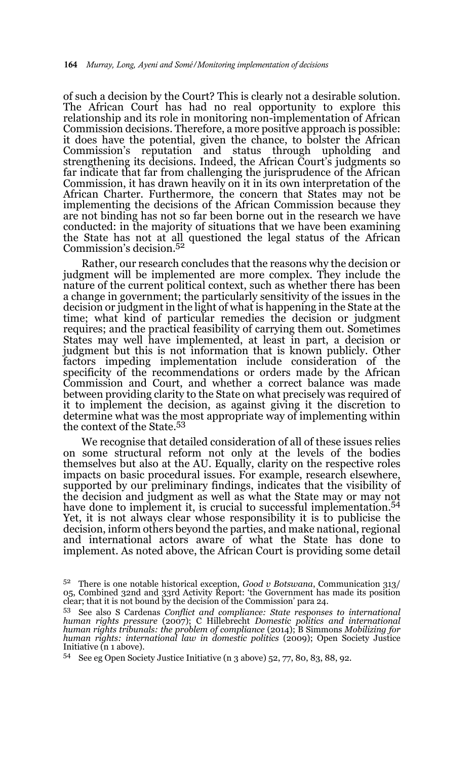of such a decision by the Court? This is clearly not a desirable solution. The African Court has had no real opportunity to explore this relationship and its role in monitoring non-implementation of African Commission decisions. Therefore, a more positive approach is possible: it does have the potential, given the chance, to bolster the African Commission's reputation and status through upholding and strengthening its decisions. Indeed, the African Court's judgments so far indicate that far from challenging the jurisprudence of the African Commission, it has drawn heavily on it in its own interpretation of the African Charter. Furthermore, the concern that States may not be implementing the decisions of the African Commission because they are not binding has not so far been borne out in the research we have conducted: in the majority of situations that we have been examining the State has not at all questioned the legal status of the African Commission's decision.[52]

Rather, our research concludes that the reasons why the decision or judgment will be implemented are more complex. They include the nature of the current political context, such as whether there has been a change in government; the particularly sensitivity of the issues in the decision or judgment in the light of what is happening in the State at the time; what kind of particular remedies the decision or judgment requires; and the practical feasibility of carrying them out. Sometimes States may well have implemented, at least in part, a decision or judgment but this is not information that is known publicly. Other factors impeding implementation include consideration of the specificity of the recommendations or orders made by the African Commission and Court, and whether a correct balance was made between providing clarity to the State on what precisely was required of it to implement the decision, as against giving it the discretion to determine what was the most appropriate way of implementing within the context of the State.[53]

We recognise that detailed consideration of all of these issues relies on some structural reform not only at the levels of the bodies themselves but also at the AU. Equally, clarity on the respective roles impacts on basic procedural issues. For example, research elsewhere, supported by our preliminary findings, indicates that the visibility of the decision and judgment as well as what the State may or may not have done to implement it, is crucial to successful implementation.[54] Yet, it is not always clear whose responsibility it is to publicise the decision, inform others beyond the parties, and make national, regional and international actors aware of what the State has done to implement. As noted above, the African Court is providing some detail

---

52 There is one notable historical exception, *Good v Botswana*, Communication 313/05, Combined 32nd and 33rd Activity Report: 'the Government has made its position clear; that it is not bound by the decision of the Commission' para 24.

53 See also S Cardenas *Conflict and compliance: State responses to international human rights pressure* (2007); C Hillebrecht *Domestic politics and international human rights tribunals: the problem of compliance* (2014); B Simmons *Mobilizing for human rights: international law in domestic politics* (2009); Open Society Justice Initiative (n 1 above).

54 See eg Open Society Justice Initiative (n 3 above) 52, 77, 80, 83, 88, 92.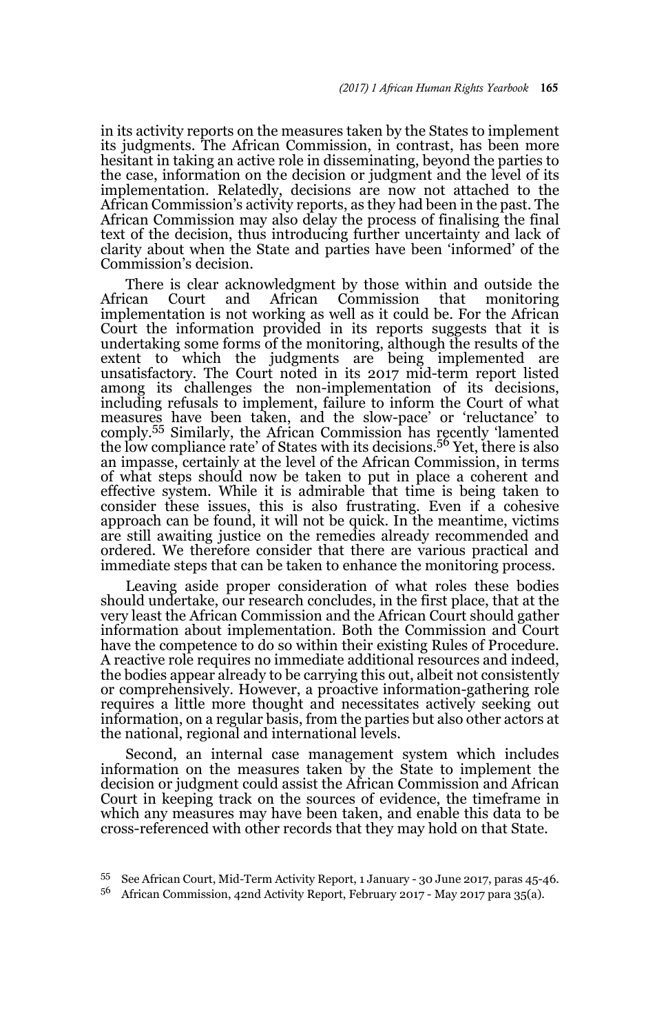in its activity reports on the measures taken by the States to implement its judgments. The African Commission, in contrast, has been more hesitant in taking an active role in disseminating, beyond the parties to the case, information on the decision or judgment and the level of its implementation. Relatedly, decisions are now not attached to the African Commission's activity reports, as they had been in the past. The African Commission may also delay the process of finalising the final text of the decision, thus introducing further uncertainty and lack of clarity about when the State and parties have been 'informed' of the Commission's decision.

There is clear acknowledgment by those within and outside the African Court and African Commission that monitoring implementation is not working as well as it could be. For the African Court the information provided in its reports suggests that it is undertaking some forms of the monitoring, although the results of the extent to which the judgments are being implemented are unsatisfactory. The Court noted in its 2017 mid-term report listed among its challenges the non-implementation of its decisions, including refusals to implement, failure to inform the Court of what measures have been taken, and the slow-pace' or 'reluctance' to comply.[55] Similarly, the African Commission has recently 'lamented the low compliance rate' of States with its decisions.[56] Yet, there is also an impasse, certainly at the level of the African Commission, in terms of what steps should now be taken to put in place a coherent and effective system. While it is admirable that time is being taken to consider these issues, this is also frustrating. Even if a cohesive approach can be found, it will not be quick. In the meantime, victims are still awaiting justice on the remedies already recommended and ordered. We therefore consider that there are various practical and immediate steps that can be taken to enhance the monitoring process.

Leaving aside proper consideration of what roles these bodies should undertake, our research concludes, in the first place, that at the very least the African Commission and the African Court should gather information about implementation. Both the Commission and Court have the competence to do so within their existing Rules of Procedure. A reactive role requires no immediate additional resources and indeed, the bodies appear already to be carrying this out, albeit not consistently or comprehensively. However, a proactive information-gathering role requires a little more thought and necessitates actively seeking out information, on a regular basis, from the parties but also other actors at the national, regional and international levels.

Second, an internal case management system which includes information on the measures taken by the State to implement the decision or judgment could assist the African Commission and African Court in keeping track on the sources of evidence, the timeframe in which any measures may have been taken, and enable this data to be cross-referenced with other records that they may hold on that State.

---

55 See African Court, Mid-Term Activity Report, 1 January - 30 June 2017, paras 45-46.

56 African Commission, 42nd Activity Report, February 2017 - May 2017 para 35(a).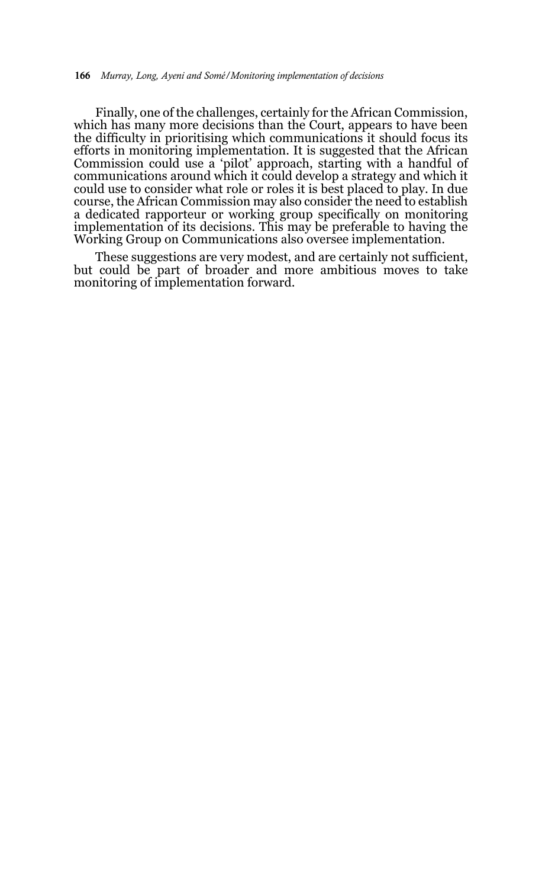Finally, one of the challenges, certainly for the African Commission, which has many more decisions than the Court, appears to have been the difficulty in prioritising which communications it should focus its efforts in monitoring implementation. It is suggested that the African Commission could use a 'pilot' approach, starting with a handful of communications around which it could develop a strategy and which it could use to consider what role or roles it is best placed to play. In due course, the African Commission may also consider the need to establish a dedicated rapporteur or working group specifically on monitoring implementation of its decisions. This may be preferable to having the Working Group on Communications also oversee implementation.

These suggestions are very modest, and are certainly not sufficient, but could be part of broader and more ambitious moves to take monitoring of implementation forward.